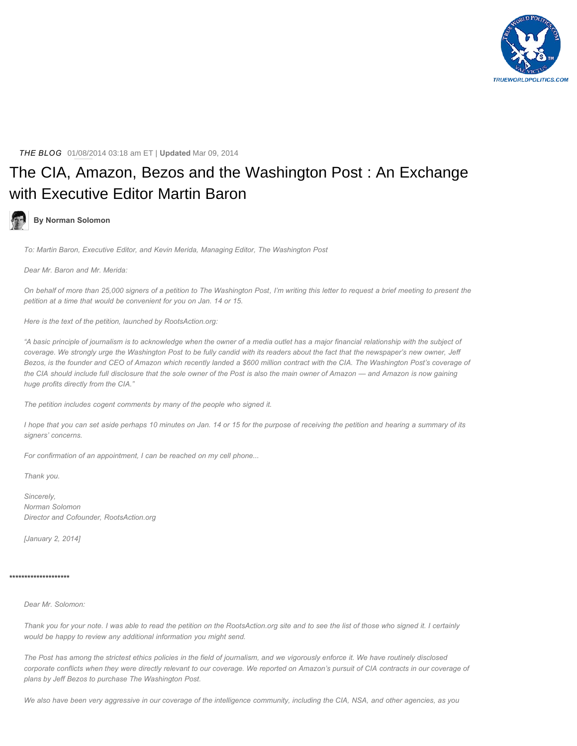*THE BLOG* 01/08/2014 03:18 am ET | **Updated** Mar 09, 2014

# The CIA, Amazon, Bezos and the Washington Post : An Exchange with Executive Editor Martin Baron

**By Norman Solomon**

*To: Martin Baron, Executive Editor, and Kevin Merida, Managing Editor, The Washington Post*

*Dear Mr. Baron and Mr. Merida:*

*On behalf of more than 25,000 signers of a petition to The Washington Post, I'm writing this letter to request a brief meeting to present the petition at a time that would be convenient for you on Jan. 14 or 15.*

*Here is the text of the petition, launched by RootsAction.org:*

*"A basic principle of journalism is to acknowledge when the owner of a media outlet has a major financial relationship with the subject of coverage. We strongly urge the Washington Post to be fully candid with its readers about the fact that the newspaper's new owner, Jeff Bezos, is the founder and CEO of Amazon which recently landed a $600 million contract with the CIA. The Washington Post's coverage of the CIA should include full disclosure that the sole owner of the Post is also the main owner of Amazon — and Amazon is now gaining huge profits directly from the CIA."*

*The petition includes cogent comments by many of the people who signed it.*

*I hope that you can set aside perhaps 10 minutes on Jan. 14 or 15 for the purpose of receiving the petition and hearing a summary of its signers' concerns.*

*For confirmation of an appointment, I can be reached on my cell phone...*

*Thank you.*

*Sincerely,*
*Norman Solomon*
*Director and Cofounder, RootsAction.org*

*[January 2, 2014]*

********************

*Dear Mr. Solomon:*

*Thank you for your note. I was able to read the petition on the RootsAction.org site and to see the list of those who signed it. I certainly would be happy to review any additional information you might send.*

*The Post has among the strictest ethics policies in the field of journalism, and we vigorously enforce it. We have routinely disclosed corporate conflicts when they were directly relevant to our coverage. We reported on Amazon's pursuit of CIA contracts in our coverage of plans by Jeff Bezos to purchase The Washington Post.*

*We also have been very aggressive in our coverage of the intelligence community, including the CIA, NSA, and other agencies, as you*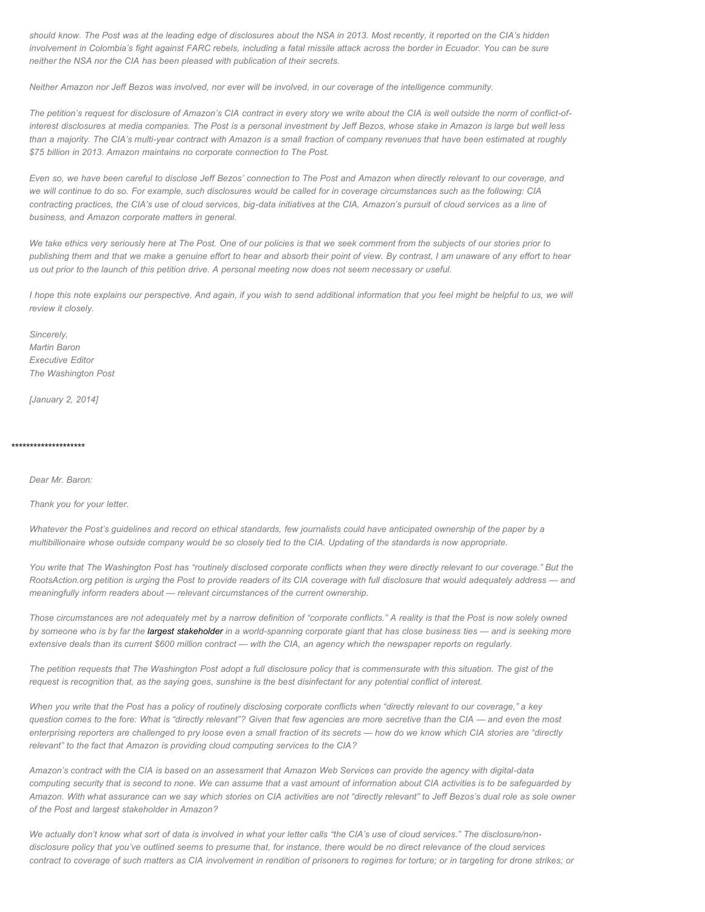*should know. The Post was at the leading edge of disclosures about the NSA in 2013. Most recently, it reported on the CIA's hidden involvement in Colombia's fight against FARC rebels, including a fatal missile attack across the border in Ecuador. You can be sure neither the NSA nor the CIA has been pleased with publication of their secrets.*

*Neither Amazon nor Jeff Bezos was involved, nor ever will be involved, in our coverage of the intelligence community.*

*The petition's request for disclosure of Amazon's CIA contract in every story we write about the CIA is well outside the norm of conflict-of-interest disclosures at media companies. The Post is a personal investment by Jeff Bezos, whose stake in Amazon is large but well less than a majority. The CIA's multi-year contract with Amazon is a small fraction of company revenues that have been estimated at roughly $75 billion in 2013. Amazon maintains no corporate connection to The Post.*

*Even so, we have been careful to disclose Jeff Bezos' connection to The Post and Amazon when directly relevant to our coverage, and we will continue to do so. For example, such disclosures would be called for in coverage circumstances such as the following: CIA contracting practices, the CIA's use of cloud services, big-data initiatives at the CIA, Amazon's pursuit of cloud services as a line of business, and Amazon corporate matters in general.*

*We take ethics very seriously here at The Post. One of our policies is that we seek comment from the subjects of our stories prior to publishing them and that we make a genuine effort to hear and absorb their point of view. By contrast, I am unaware of any effort to hear us out prior to the launch of this petition drive. A personal meeting now does not seem necessary or useful.*

*I hope this note explains our perspective. And again, if you wish to send additional information that you feel might be helpful to us, we will review it closely.*

*Sincerely,*
*Martin Baron*
*Executive Editor*
*The Washington Post*

*[January 2, 2014]*

********************

*Dear Mr. Baron:*

*Thank you for your letter.*

*Whatever the Post's guidelines and record on ethical standards, few journalists could have anticipated ownership of the paper by a multibillionaire whose outside company would be so closely tied to the CIA. Updating of the standards is now appropriate.*

*You write that The Washington Post has "routinely disclosed corporate conflicts when they were directly relevant to our coverage." But the RootsAction.org petition is urging the Post to provide readers of its CIA coverage with full disclosure that would adequately address — and meaningfully inform readers about — relevant circumstances of the current ownership.*

*Those circumstances are not adequately met by a narrow definition of "corporate conflicts." A reality is that the Post is now solely owned by someone who is by far the **largest stakeholder** in a world-spanning corporate giant that has close business ties — and is seeking more extensive deals than its current $600 million contract — with the CIA, an agency which the newspaper reports on regularly.*

*The petition requests that The Washington Post adopt a full disclosure policy that is commensurate with this situation. The gist of the request is recognition that, as the saying goes, sunshine is the best disinfectant for any potential conflict of interest.*

*When you write that the Post has a policy of routinely disclosing corporate conflicts when "directly relevant to our coverage," a key question comes to the fore: What is "directly relevant"? Given that few agencies are more secretive than the CIA — and even the most enterprising reporters are challenged to pry loose even a small fraction of its secrets — how do we know which CIA stories are "directly relevant" to the fact that Amazon is providing cloud computing services to the CIA?*

*Amazon's contract with the CIA is based on an assessment that Amazon Web Services can provide the agency with digital-data computing security that is second to none. We can assume that a vast amount of information about CIA activities is to be safeguarded by Amazon. With what assurance can we say which stories on CIA activities are not "directly relevant" to Jeff Bezos's dual role as sole owner of the Post and largest stakeholder in Amazon?*

*We actually don't know what sort of data is involved in what your letter calls "the CIA's use of cloud services." The disclosure/non-disclosure policy that you've outlined seems to presume that, for instance, there would be no direct relevance of the cloud services contract to coverage of such matters as CIA involvement in rendition of prisoners to regimes for torture; or in targeting for drone strikes; or*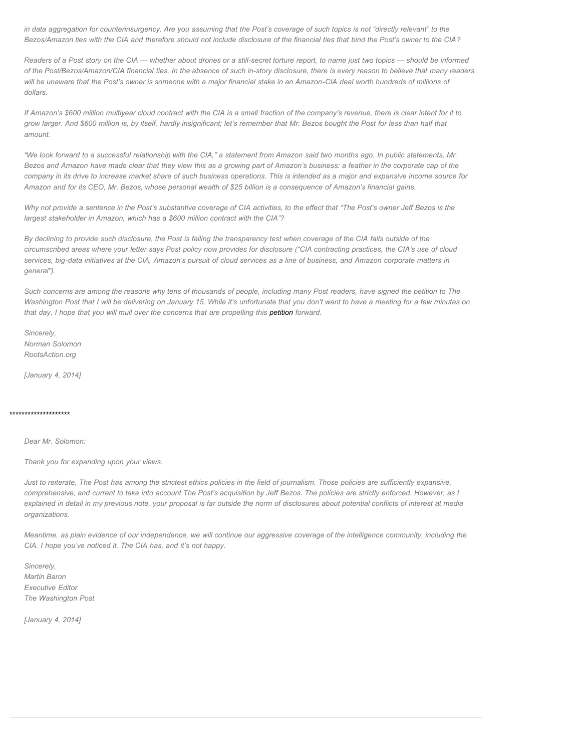*in data aggregation for counterinsurgency. Are you assuming that the Post's coverage of such topics is not "directly relevant" to the Bezos/Amazon ties with the CIA and therefore should not include disclosure of the financial ties that bind the Post's owner to the CIA?*

*Readers of a Post story on the CIA — whether about drones or a still-secret torture report, to name just two topics — should be informed of the Post/Bezos/Amazon/CIA financial ties. In the absence of such in-story disclosure, there is every reason to believe that many readers will be unaware that the Post's owner is someone with a major financial stake in an Amazon-CIA deal worth hundreds of millions of dollars.*

*If Amazon's $600 million multiyear cloud contract with the CIA is a small fraction of the company's revenue, there is clear intent for it to grow larger. And $600 million is, by itself, hardly insignificant; let's remember that Mr. Bezos bought the Post for less than half that amount.*

*"We look forward to a successful relationship with the CIA," a statement from Amazon said two months ago. In public statements, Mr. Bezos and Amazon have made clear that they view this as a growing part of Amazon's business: a feather in the corporate cap of the company in its drive to increase market share of such business operations. This is intended as a major and expansive income source for Amazon and for its CEO, Mr. Bezos, whose personal wealth of $25 billion is a consequence of Amazon's financial gains.*

*Why not provide a sentence in the Post's substantive coverage of CIA activities, to the effect that "The Post's owner Jeff Bezos is the largest stakeholder in Amazon, which has a $600 million contract with the CIA"?*

*By declining to provide such disclosure, the Post is failing the transparency test when coverage of the CIA falls outside of the circumscribed areas where your letter says Post policy now provides for disclosure ("CIA contracting practices, the CIA's use of cloud services, big-data initiatives at the CIA, Amazon's pursuit of cloud services as a line of business, and Amazon corporate matters in general").*

*Such concerns are among the reasons why tens of thousands of people, including many Post readers, have signed the petition to The Washington Post that I will be delivering on January 15. While it's unfortunate that you don't want to have a meeting for a few minutes on that day, I hope that you will mull over the concerns that are propelling this petition forward.*

*Sincerely,*
*Norman Solomon*
*RootsAction.org*

*[January 4, 2014]*

********************

*Dear Mr. Solomon:*

*Thank you for expanding upon your views.*

*Just to reiterate, The Post has among the strictest ethics policies in the field of journalism. Those policies are sufficiently expansive, comprehensive, and current to take into account The Post's acquisition by Jeff Bezos. The policies are strictly enforced. However, as I explained in detail in my previous note, your proposal is far outside the norm of disclosures about potential conflicts of interest at media organizations.*

*Meantime, as plain evidence of our independence, we will continue our aggressive coverage of the intelligence community, including the CIA. I hope you've noticed it. The CIA has, and it's not happy.*

*Sincerely,*
*Martin Baron*
*Executive Editor*
*The Washington Post*

*[January 4, 2014]*